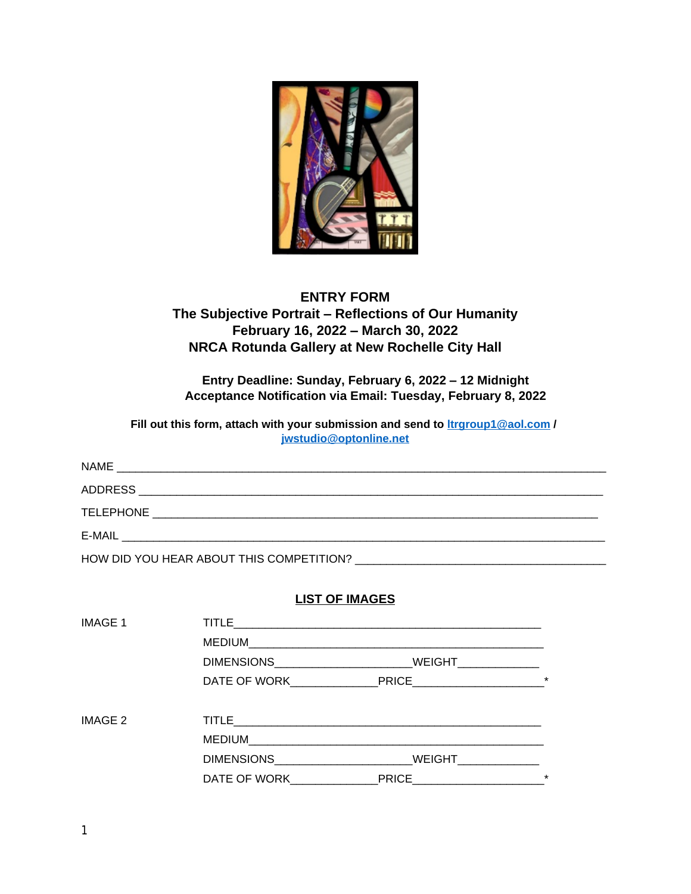# ENTRY FORM

## The Subjective Portrait – Reflections of Our Humanity

**February 16, 2022 – March 30, 2022**

**NRCA Rotunda Gallery at New Rochelle City Hall**

**Entry Deadline: Sunday, February 6, 2022 – 12 Midnight**

**Acceptance Notification via Email: Tuesday, February 8, 2022**

**Fill out this form, attach with your submission and send to ltrgroup1@aol.com / jwstudio@optonline.net**

NAME ___________________________________________________________________________

ADDRESS _______________________________________________________________________

TELEPHONE _____________________________________________________________________

E-MAIL _________________________________________________________________________

HOW DID YOU HEAR ABOUT THIS COMPETITION? ______________________________________

### LIST OF IMAGES

IMAGE 1

TITLE_______________________________________________

MEDIUM_____________________________________________

DIMENSIONS____________________WEIGHT____________

DATE OF WORK_____________PRICE___________________*

IMAGE 2

TITLE_______________________________________________

MEDIUM_____________________________________________

DIMENSIONS____________________WEIGHT____________

DATE OF WORK_____________PRICE___________________*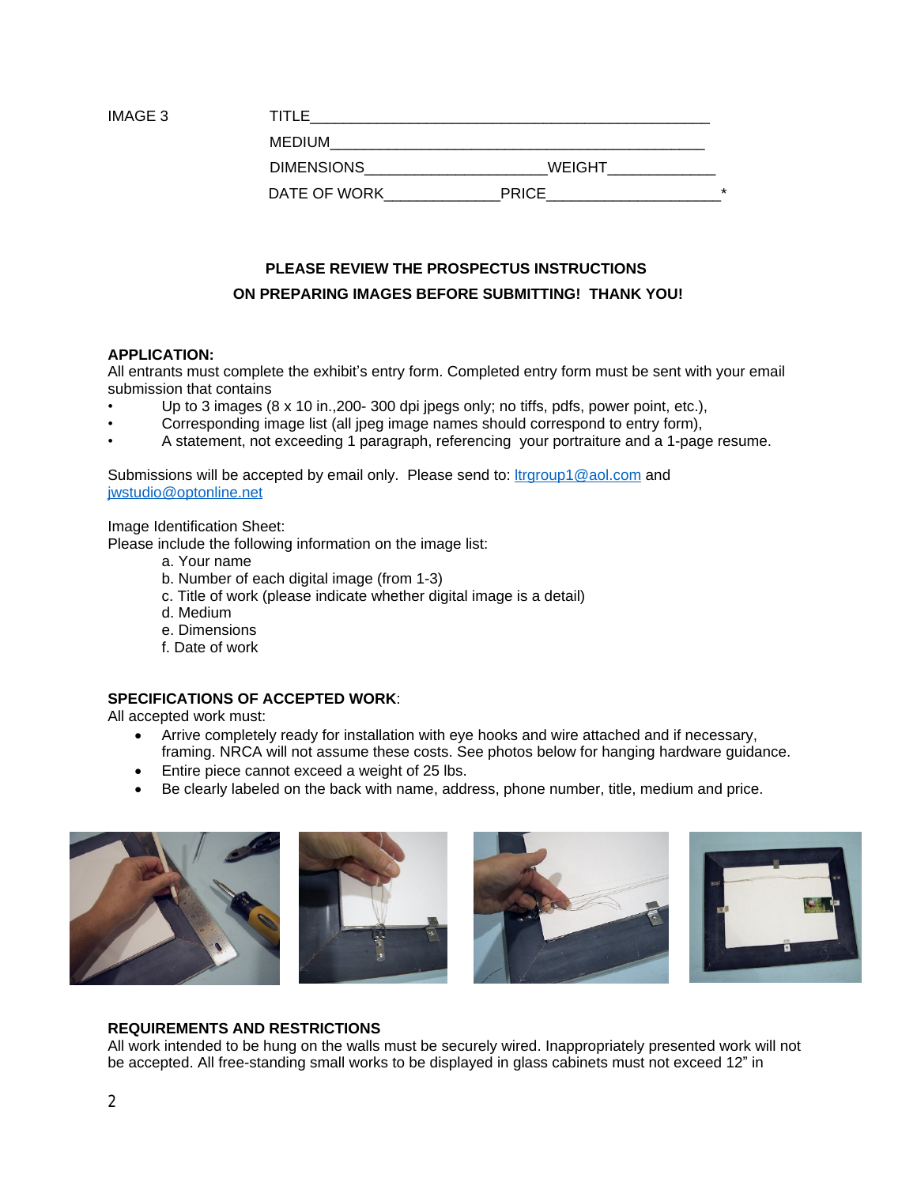IMAGE 3 TITLE_________________________________________________

MEDIUM______________________________________________

DIMENSIONS_____________________WEIGHT____________

DATE OF WORK_____________PRICE____________________*

**PLEASE REVIEW THE PROSPECTUS INSTRUCTIONS**
**ON PREPARING IMAGES BEFORE SUBMITTING! THANK YOU!**

**APPLICATION:**
All entrants must complete the exhibit's entry form. Completed entry form must be sent with your email submission that contains

- Up to 3 images (8 x 10 in.,200- 300 dpi jpegs only; no tiffs, pdfs, power point, etc.),
- Corresponding image list (all jpeg image names should correspond to entry form),
- A statement, not exceeding 1 paragraph, referencing your portraiture and a 1-page resume.

Submissions will be accepted by email only. Please send to: ltrgroup1@aol.com and jwstudio@optonline.net

Image Identification Sheet:
Please include the following information on the image list:

a. Your name
b. Number of each digital image (from 1-3)
c. Title of work (please indicate whether digital image is a detail)
d. Medium
e. Dimensions
f. Date of work

**SPECIFICATIONS OF ACCEPTED WORK**:
All accepted work must:

- Arrive completely ready for installation with eye hooks and wire attached and if necessary, framing. NRCA will not assume these costs. See photos below for hanging hardware guidance.
- Entire piece cannot exceed a weight of 25 lbs.
- Be clearly labeled on the back with name, address, phone number, title, medium and price.

**REQUIREMENTS AND RESTRICTIONS**
All work intended to be hung on the walls must be securely wired. Inappropriately presented work will not be accepted. All free-standing small works to be displayed in glass cabinets must not exceed 12" in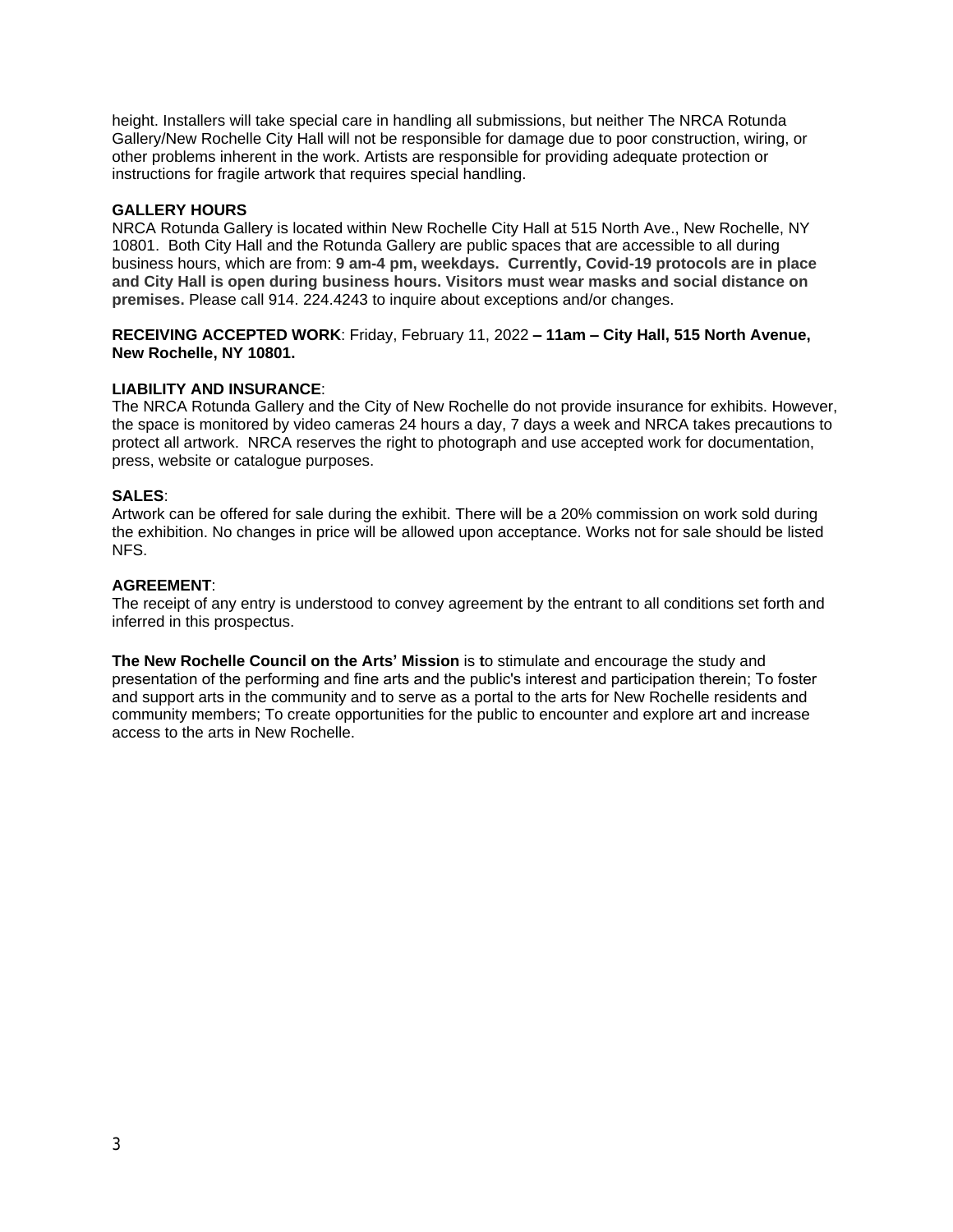height. Installers will take special care in handling all submissions, but neither The NRCA Rotunda Gallery/New Rochelle City Hall will not be responsible for damage due to poor construction, wiring, or other problems inherent in the work. Artists are responsible for providing adequate protection or instructions for fragile artwork that requires special handling.

**GALLERY HOURS**
NRCA Rotunda Gallery is located within New Rochelle City Hall at 515 North Ave., New Rochelle, NY 10801. Both City Hall and the Rotunda Gallery are public spaces that are accessible to all during business hours, which are from: **9 am-4 pm, weekdays. Currently, Covid-19 protocols are in place and City Hall is open during business hours. Visitors must wear masks and social distance on premises.** Please call 914. 224.4243 to inquire about exceptions and/or changes.

**RECEIVING ACCEPTED WORK**: Friday, February 11, 2022 **– 11am – City Hall, 515 North Avenue, New Rochelle, NY 10801.**

**LIABILITY AND INSURANCE**:
The NRCA Rotunda Gallery and the City of New Rochelle do not provide insurance for exhibits. However, the space is monitored by video cameras 24 hours a day, 7 days a week and NRCA takes precautions to protect all artwork. NRCA reserves the right to photograph and use accepted work for documentation, press, website or catalogue purposes.

**SALES**:
Artwork can be offered for sale during the exhibit. There will be a 20% commission on work sold during the exhibition. No changes in price will be allowed upon acceptance. Works not for sale should be listed NFS.

**AGREEMENT**:
The receipt of any entry is understood to convey agreement by the entrant to all conditions set forth and inferred in this prospectus.

**The New Rochelle Council on the Arts' Mission** is **t**o stimulate and encourage the study and presentation of the performing and fine arts and the public's interest and participation therein; To foster and support arts in the community and to serve as a portal to the arts for New Rochelle residents and community members; To create opportunities for the public to encounter and explore art and increase access to the arts in New Rochelle.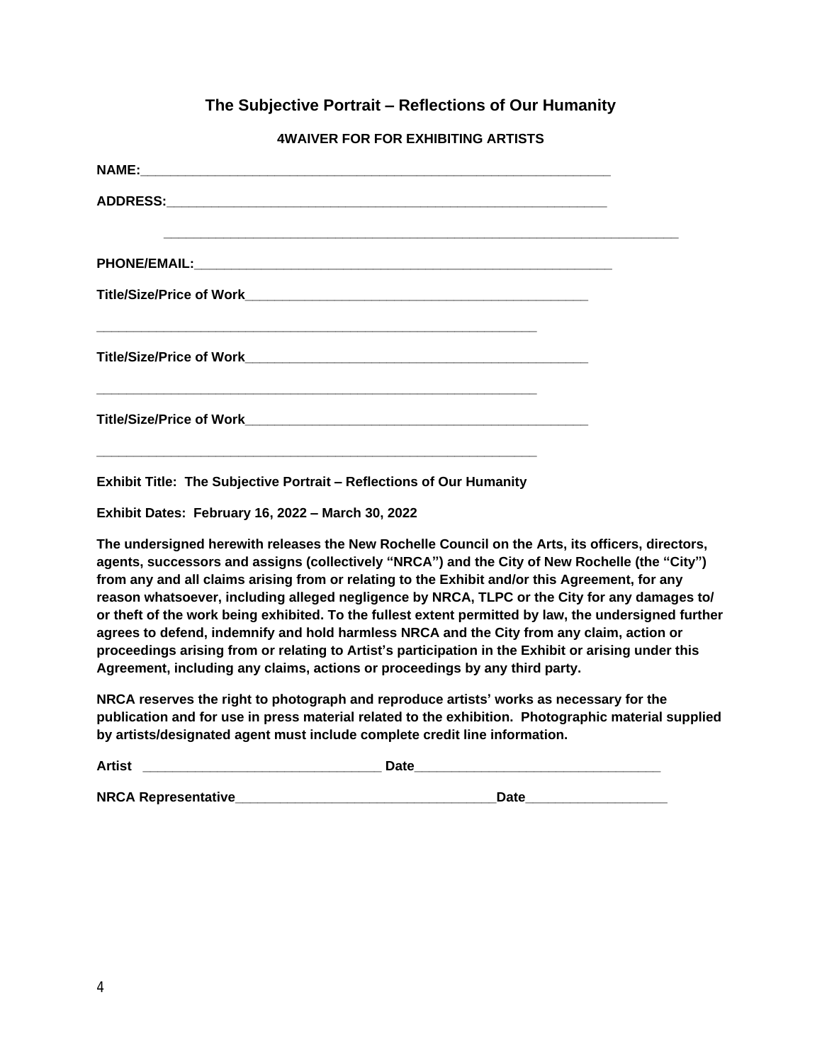# The Subjective Portrait – Reflections of Our Humanity

**4WAIVER FOR FOR EXHIBITING ARTISTS**

**NAME:**_______________________________________________________________

**ADDRESS:**____________________________________________________________

_______________________________________________________________________

**PHONE/EMAIL:**________________________________________________________

**Title/Size/Price of Work**_______________________________________________

_______________________________________________________________

**Title/Size/Price of Work**_______________________________________________

_______________________________________________________________

**Title/Size/Price of Work**_______________________________________________

_______________________________________________________________

**Exhibit Title: The Subjective Portrait – Reflections of Our Humanity**

**Exhibit Dates: February 16, 2022 – March 30, 2022**

**The undersigned herewith releases the New Rochelle Council on the Arts, its officers, directors, agents, successors and assigns (collectively "NRCA") and the City of New Rochelle (the "City") from any and all claims arising from or relating to the Exhibit and/or this Agreement, for any reason whatsoever, including alleged negligence by NRCA, TLPC or the City for any damages to/ or theft of the work being exhibited. To the fullest extent permitted by law, the undersigned further agrees to defend, indemnify and hold harmless NRCA and the City from any claim, action or proceedings arising from or relating to Artist's participation in the Exhibit or arising under this Agreement, including any claims, actions or proceedings by any third party.**

**NRCA reserves the right to photograph and reproduce artists' works as necessary for the publication and for use in press material related to the exhibition. Photographic material supplied by artists/designated agent must include complete credit line information.**

**Artist** ________________________________ **Date**_________________________________

**NRCA Representative**___________________________________**Date**___________________